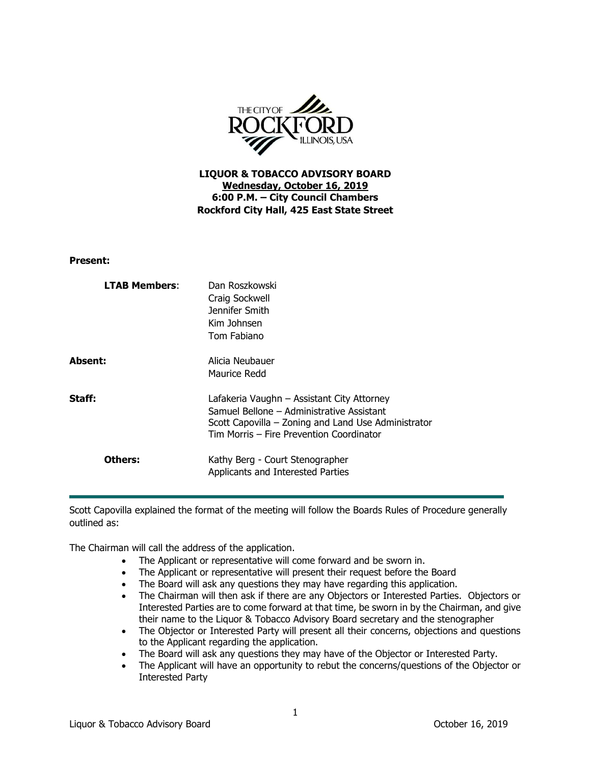**LIQUOR & TOBACCO ADVISORY BOARD**
**Wednesday, October 16, 2019**
**6:00 P.M. – City Council Chambers**
**Rockford City Hall, 425 East State Street**

**Present:**

| | |
|---|---|
| **LTAB Members**: | Dan Roszkowski<br>Craig Sockwell<br>Jennifer Smith<br>Kim Johnsen<br>Tom Fabiano |
| **Absent:** | Alicia Neubauer<br>Maurice Redd |
| **Staff:** | Lafakeria Vaughn – Assistant City Attorney<br>Samuel Bellone – Administrative Assistant<br>Scott Capovilla – Zoning and Land Use Administrator<br>Tim Morris – Fire Prevention Coordinator |
| **Others:** | Kathy Berg - Court Stenographer<br>Applicants and Interested Parties |

---

Scott Capovilla explained the format of the meeting will follow the Boards Rules of Procedure generally outlined as:

The Chairman will call the address of the application.

- The Applicant or representative will come forward and be sworn in.
- The Applicant or representative will present their request before the Board
- The Board will ask any questions they may have regarding this application.
- The Chairman will then ask if there are any Objectors or Interested Parties. Objectors or Interested Parties are to come forward at that time, be sworn in by the Chairman, and give their name to the Liquor & Tobacco Advisory Board secretary and the stenographer
- The Objector or Interested Party will present all their concerns, objections and questions to the Applicant regarding the application.
- The Board will ask any questions they may have of the Objector or Interested Party.
- The Applicant will have an opportunity to rebut the concerns/questions of the Objector or Interested Party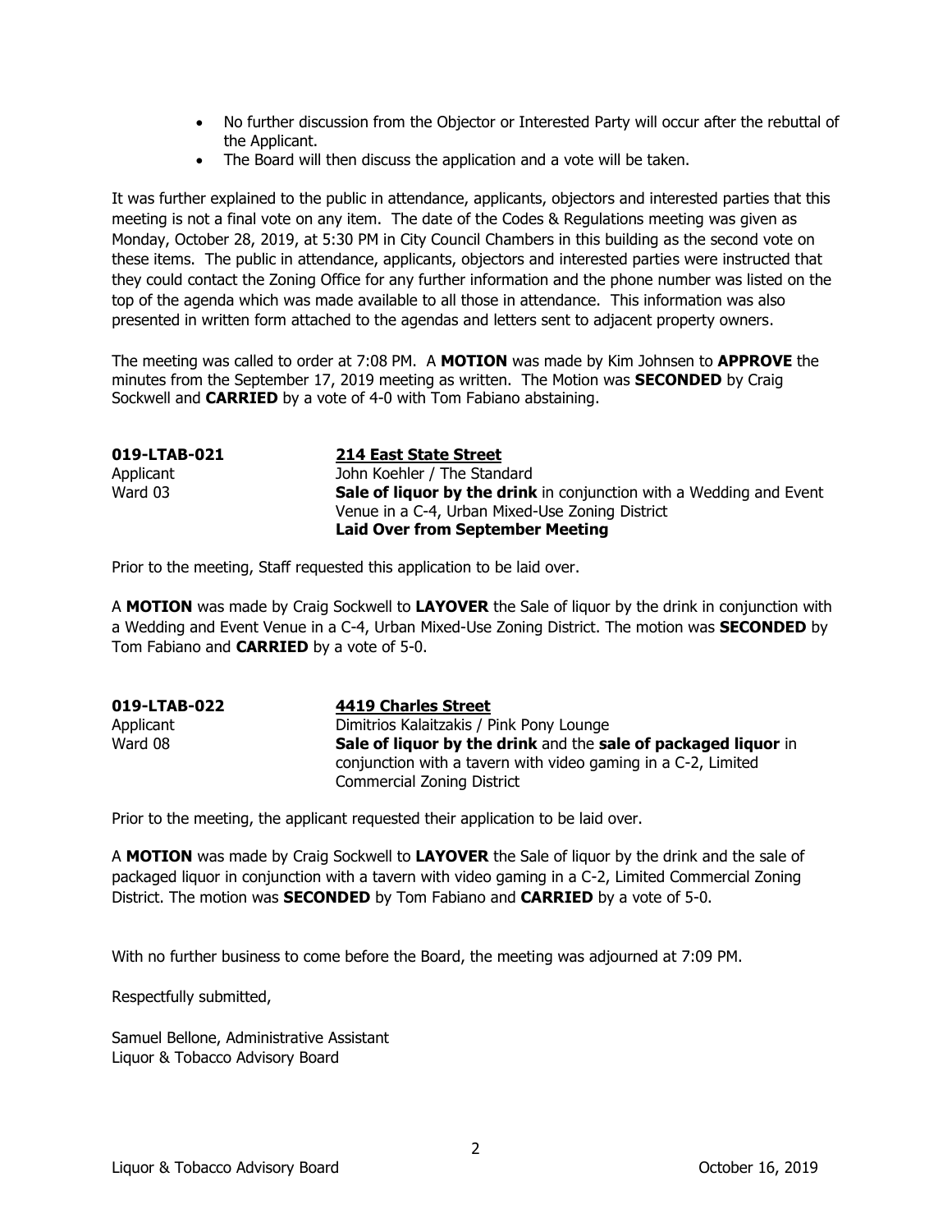- No further discussion from the Objector or Interested Party will occur after the rebuttal of the Applicant.
- The Board will then discuss the application and a vote will be taken.

It was further explained to the public in attendance, applicants, objectors and interested parties that this meeting is not a final vote on any item. The date of the Codes & Regulations meeting was given as Monday, October 28, 2019, at 5:30 PM in City Council Chambers in this building as the second vote on these items. The public in attendance, applicants, objectors and interested parties were instructed that they could contact the Zoning Office for any further information and the phone number was listed on the top of the agenda which was made available to all those in attendance. This information was also presented in written form attached to the agendas and letters sent to adjacent property owners.

The meeting was called to order at 7:08 PM. A **MOTION** was made by Kim Johnsen to **APPROVE** the minutes from the September 17, 2019 meeting as written. The Motion was **SECONDED** by Craig Sockwell and **CARRIED** by a vote of 4-0 with Tom Fabiano abstaining.

**019-LTAB-021** **214 East State Street**
Applicant John Koehler / The Standard
Ward 03 **Sale of liquor by the drink** in conjunction with a Wedding and Event Venue in a C-4, Urban Mixed-Use Zoning District
**Laid Over from September Meeting**

Prior to the meeting, Staff requested this application to be laid over.

A **MOTION** was made by Craig Sockwell to **LAYOVER** the Sale of liquor by the drink in conjunction with a Wedding and Event Venue in a C-4, Urban Mixed-Use Zoning District. The motion was **SECONDED** by Tom Fabiano and **CARRIED** by a vote of 5-0.

**019-LTAB-022** **4419 Charles Street**
Applicant Dimitrios Kalaitzakis / Pink Pony Lounge
Ward 08 **Sale of liquor by the drink** and the **sale of packaged liquor** in conjunction with a tavern with video gaming in a C-2, Limited Commercial Zoning District

Prior to the meeting, the applicant requested their application to be laid over.

A **MOTION** was made by Craig Sockwell to **LAYOVER** the Sale of liquor by the drink and the sale of packaged liquor in conjunction with a tavern with video gaming in a C-2, Limited Commercial Zoning District. The motion was **SECONDED** by Tom Fabiano and **CARRIED** by a vote of 5-0.

With no further business to come before the Board, the meeting was adjourned at 7:09 PM.

Respectfully submitted,

Samuel Bellone, Administrative Assistant
Liquor & Tobacco Advisory Board